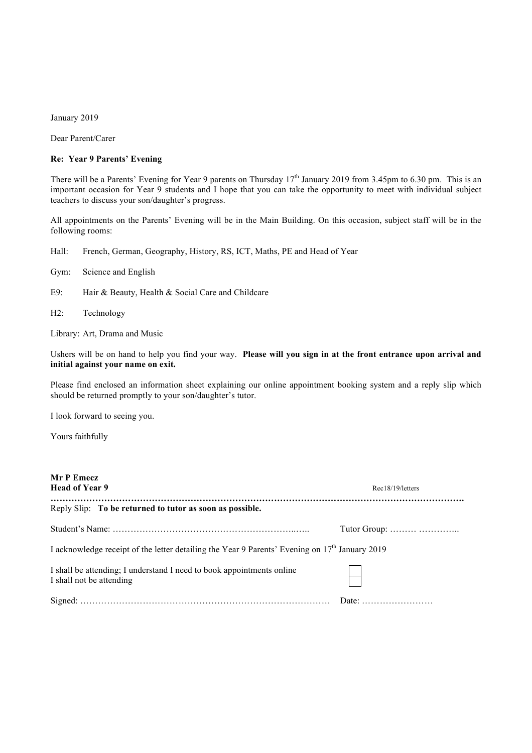January 2019

Dear Parent/Carer

**Re: Year 9 Parents' Evening**

There will be a Parents' Evening for Year 9 parents on Thursday 17th January 2019 from 3.45pm to 6.30 pm. This is an important occasion for Year 9 students and I hope that you can take the opportunity to meet with individual subject teachers to discuss your son/daughter's progress.

All appointments on the Parents' Evening will be in the Main Building. On this occasion, subject staff will be in the following rooms:

Hall: French, German, Geography, History, RS, ICT, Maths, PE and Head of Year

Gym: Science and English

E9: Hair & Beauty, Health & Social Care and Childcare

H2: Technology

Library: Art, Drama and Music

Ushers will be on hand to help you find your way. **Please will you sign in at the front entrance upon arrival and initial against your name on exit.**

Please find enclosed an information sheet explaining our online appointment booking system and a reply slip which should be returned promptly to your son/daughter's tutor.

I look forward to seeing you.

Yours faithfully

**Mr P Emecz**
**Head of Year 9**

Rec18/19/letters

**…………………………………………………………………………………………………………………………**

Reply Slip: **To be returned to tutor as soon as possible.**

Student's Name: …………………………………………………………..….. Tutor Group: ……… …………..

I acknowledge receipt of the letter detailing the Year 9 Parents' Evening on 17th January 2019

I shall be attending; I understand I need to book appointments online ☐
I shall not be attending ☐

Signed: ………………………………………………………………………… Date: ……………………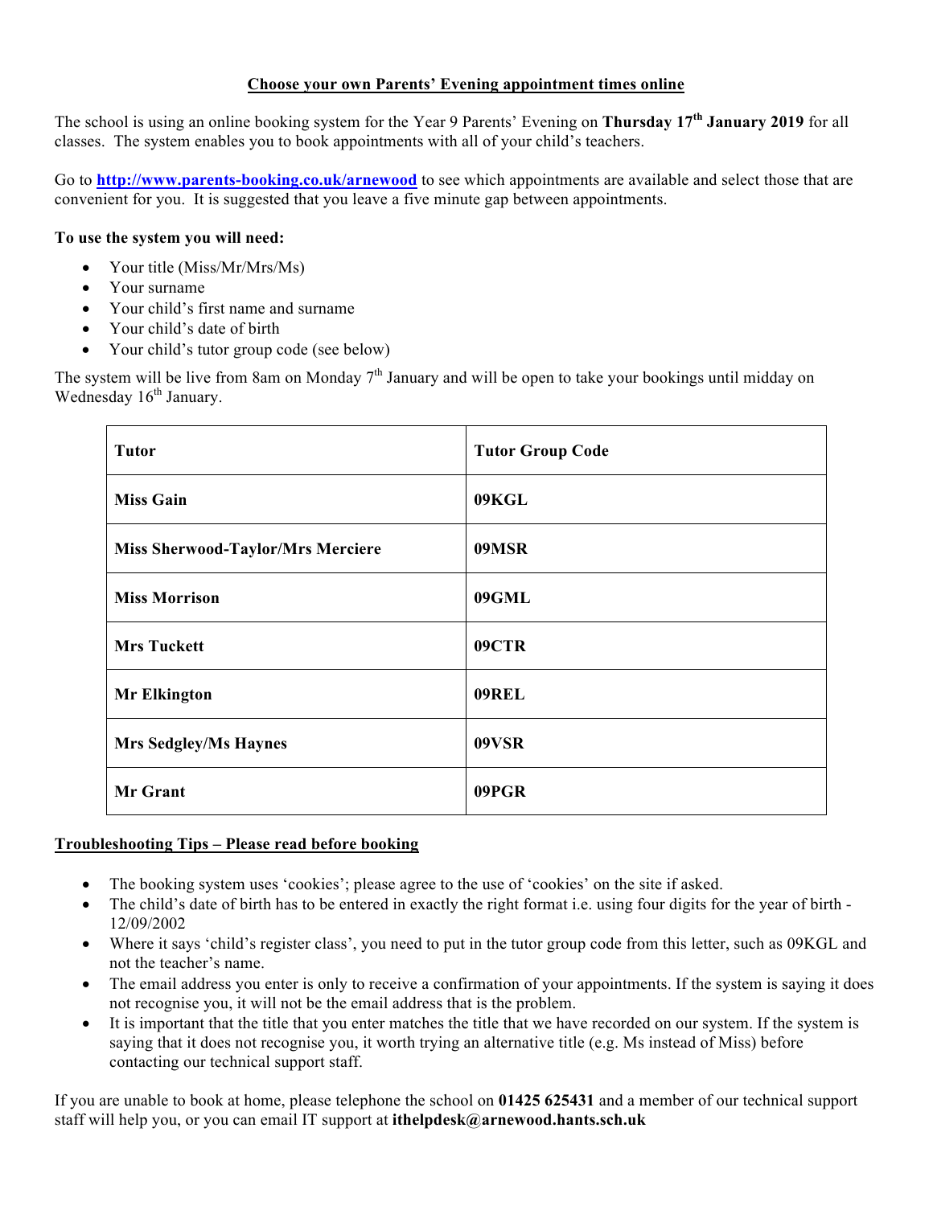## Choose your own Parents' Evening appointment times online

The school is using an online booking system for the Year 9 Parents' Evening on **Thursday 17th January 2019** for all classes. The system enables you to book appointments with all of your child's teachers.

Go to **http://www.parents-booking.co.uk/arnewood** to see which appointments are available and select those that are convenient for you. It is suggested that you leave a five minute gap between appointments.

**To use the system you will need:**

- Your title (Miss/Mr/Mrs/Ms)
- Your surname
- Your child's first name and surname
- Your child's date of birth
- Your child's tutor group code (see below)

The system will be live from 8am on Monday 7th January and will be open to take your bookings until midday on Wednesday 16th January.

| Tutor | Tutor Group Code |
|---|---|
| Miss Gain | 09KGL |
| Miss Sherwood-Taylor/Mrs Merciere | 09MSR |
| Miss Morrison | 09GML |
| Mrs Tuckett | 09CTR |
| Mr Elkington | 09REL |
| Mrs Sedgley/Ms Haynes | 09VSR |
| Mr Grant | 09PGR |

**Troubleshooting Tips – Please read before booking**

- The booking system uses 'cookies'; please agree to the use of 'cookies' on the site if asked.
- The child's date of birth has to be entered in exactly the right format i.e. using four digits for the year of birth - 12/09/2002
- Where it says 'child's register class', you need to put in the tutor group code from this letter, such as 09KGL and not the teacher's name.
- The email address you enter is only to receive a confirmation of your appointments. If the system is saying it does not recognise you, it will not be the email address that is the problem.
- It is important that the title that you enter matches the title that we have recorded on our system. If the system is saying that it does not recognise you, it worth trying an alternative title (e.g. Ms instead of Miss) before contacting our technical support staff.

If you are unable to book at home, please telephone the school on **01425 625431** and a member of our technical support staff will help you, or you can email IT support at **ithelpdesk@arnewood.hants.sch.uk**